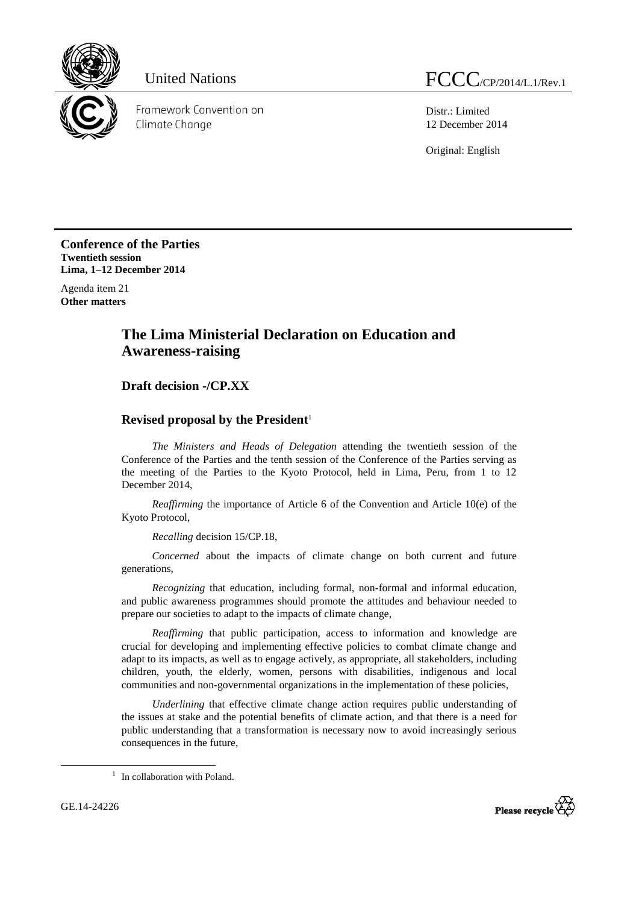United Nations

FCCC/CP/2014/L.1/Rev.1

Framework Convention on Climate Change

Distr.: Limited
12 December 2014

Original: English

**Conference of the Parties**
**Twentieth session**
**Lima, 1–12 December 2014**

Agenda item 21
**Other matters**

# The Lima Ministerial Declaration on Education and Awareness-raising

## Draft decision -/CP.XX

## Revised proposal by the President[1]

*The Ministers and Heads of Delegation* attending the twentieth session of the Conference of the Parties and the tenth session of the Conference of the Parties serving as the meeting of the Parties to the Kyoto Protocol, held in Lima, Peru, from 1 to 12 December 2014,

*Reaffirming* the importance of Article 6 of the Convention and Article 10(e) of the Kyoto Protocol,

*Recalling* decision 15/CP.18,

*Concerned* about the impacts of climate change on both current and future generations,

*Recognizing* that education, including formal, non-formal and informal education, and public awareness programmes should promote the attitudes and behaviour needed to prepare our societies to adapt to the impacts of climate change,

*Reaffirming* that public participation, access to information and knowledge are crucial for developing and implementing effective policies to combat climate change and adapt to its impacts, as well as to engage actively, as appropriate, all stakeholders, including children, youth, the elderly, women, persons with disabilities, indigenous and local communities and non-governmental organizations in the implementation of these policies,

*Underlining* that effective climate change action requires public understanding of the issues at stake and the potential benefits of climate action, and that there is a need for public understanding that a transformation is necessary now to avoid increasingly serious consequences in the future,

[1] In collaboration with Poland.

GE.14-24226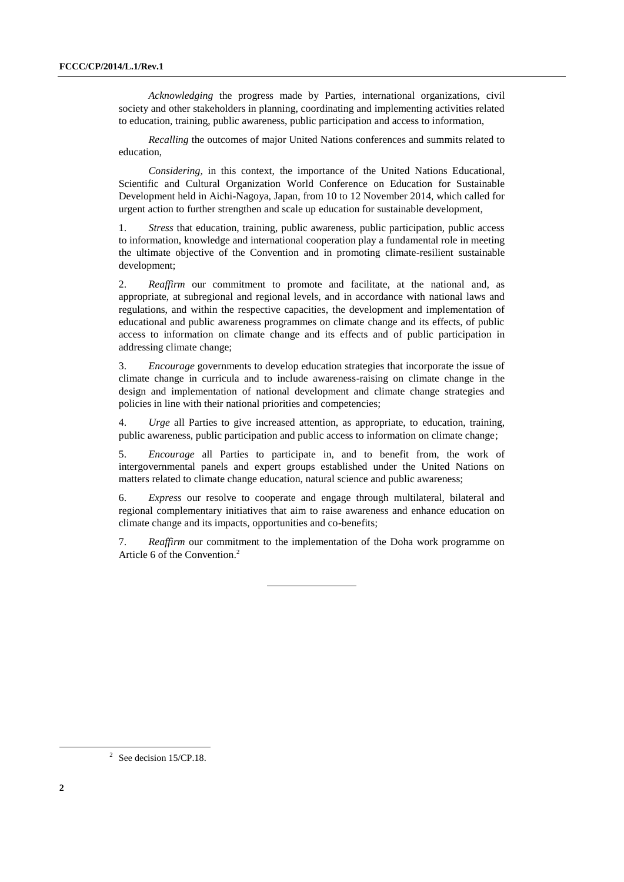*Acknowledging* the progress made by Parties, international organizations, civil society and other stakeholders in planning, coordinating and implementing activities related to education, training, public awareness, public participation and access to information,

*Recalling* the outcomes of major United Nations conferences and summits related to education,

*Considering,* in this context, the importance of the United Nations Educational, Scientific and Cultural Organization World Conference on Education for Sustainable Development held in Aichi-Nagoya, Japan, from 10 to 12 November 2014, which called for urgent action to further strengthen and scale up education for sustainable development,

1. *Stress* that education, training, public awareness, public participation, public access to information, knowledge and international cooperation play a fundamental role in meeting the ultimate objective of the Convention and in promoting climate-resilient sustainable development;

2. *Reaffirm* our commitment to promote and facilitate, at the national and, as appropriate, at subregional and regional levels, and in accordance with national laws and regulations, and within the respective capacities, the development and implementation of educational and public awareness programmes on climate change and its effects, of public access to information on climate change and its effects and of public participation in addressing climate change;

3. *Encourage* governments to develop education strategies that incorporate the issue of climate change in curricula and to include awareness-raising on climate change in the design and implementation of national development and climate change strategies and policies in line with their national priorities and competencies;

4. *Urge* all Parties to give increased attention, as appropriate, to education, training, public awareness, public participation and public access to information on climate change;

5. *Encourage* all Parties to participate in, and to benefit from, the work of intergovernmental panels and expert groups established under the United Nations on matters related to climate change education, natural science and public awareness;

6. *Express* our resolve to cooperate and engage through multilateral, bilateral and regional complementary initiatives that aim to raise awareness and enhance education on climate change and its impacts, opportunities and co-benefits;

7. *Reaffirm* our commitment to the implementation of the Doha work programme on Article 6 of the Convention.[2]

---

[2] See decision 15/CP.18.